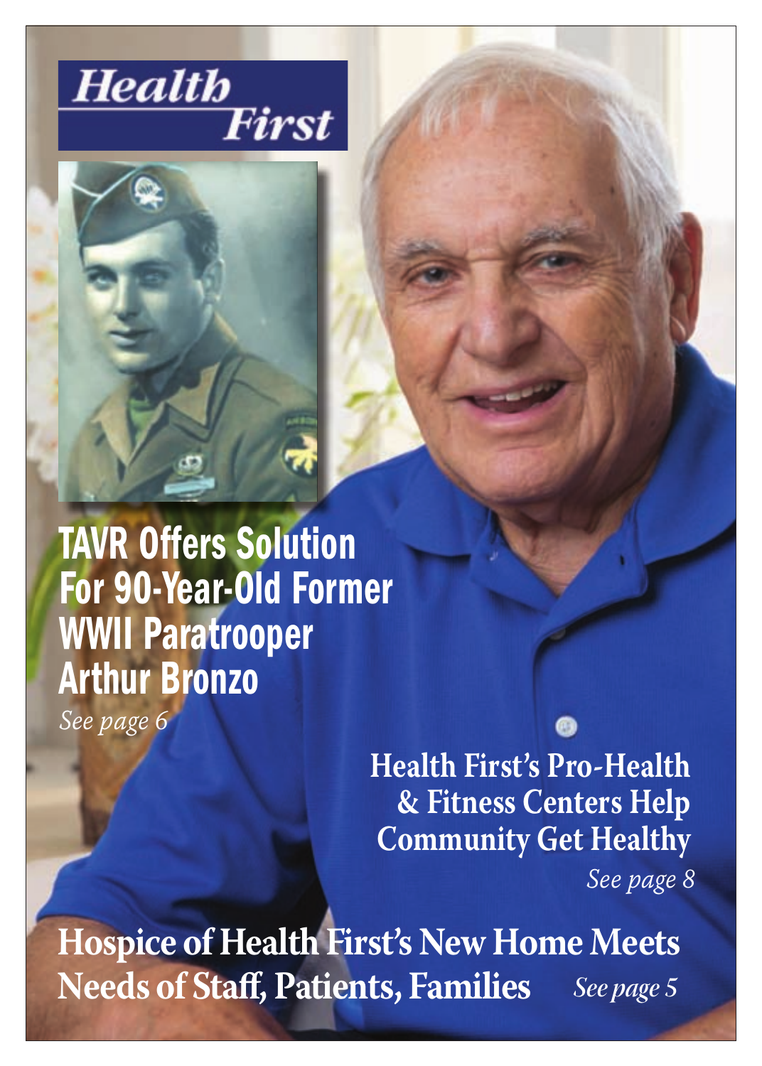# Health First

## TAVR Offers Solution For 90-Year-Old Former WWII Paratrooper Arthur Bronzo

*See page 6*

## Health First's Pro-Health & Fitness Centers Help Community Get Healthy

*See page 8*

## Hospice of Health First's New Home Meets Needs of Staff, Patients, Families

*See page 5*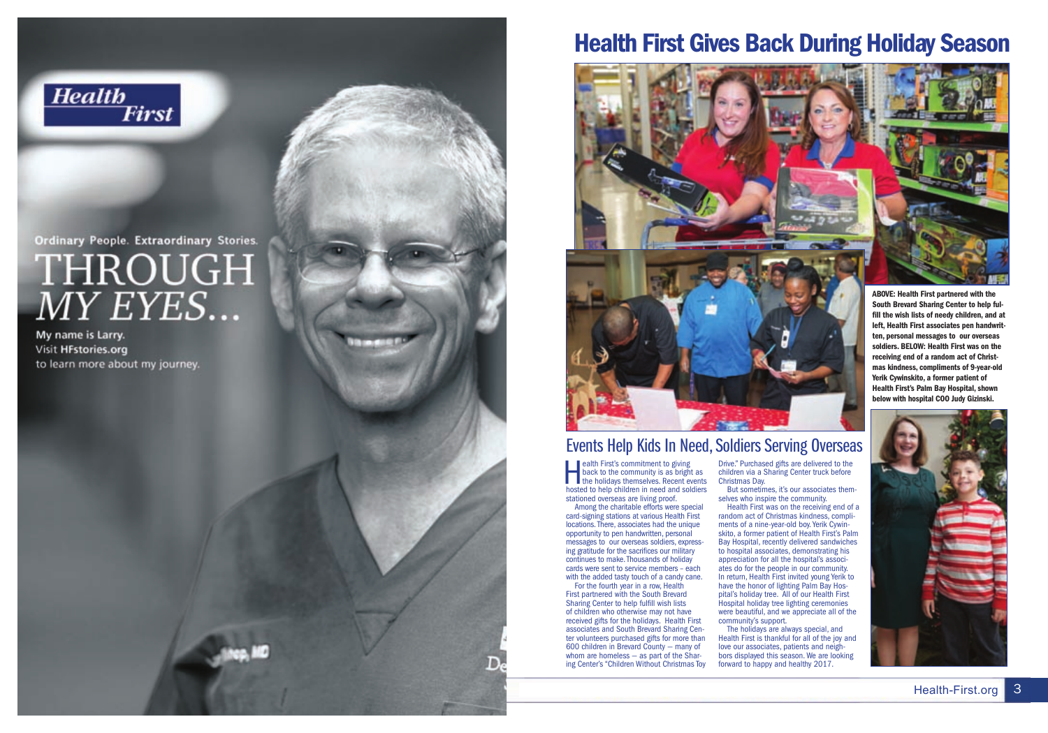Health First

Ordinary People. Extraordinary Stories.

THROUGH *MY EYES...*

My name is Larry.
Visit **HFstories.org**
to learn more about my journey.

# Health First Gives Back During Holiday Season

**ABOVE: Health First partnered with the South Brevard Sharing Center to help fulfill the wish lists of needy children, and at left, Health First associates pen handwritten, personal messages to our overseas soldiers. BELOW: Health First was on the receiving end of a random act of Christmas kindness, compliments of 9-year-old Yerik Cywinskito, a former patient of Health First's Palm Bay Hospital, shown below with hospital COO Judy Gizinski.**

## Events Help Kids In Need, Soldiers Serving Overseas

Health First's commitment to giving back to the community is as bright as the holidays themselves. Recent events hosted to help children in need and soldiers stationed overseas are living proof.

Among the charitable efforts were special card-signing stations at various Health First locations. There, associates had the unique opportunity to pen handwritten, personal messages to our overseas soldiers, expressing gratitude for the sacrifices our military continues to make. Thousands of holiday cards were sent to service members - each with the added tasty touch of a candy cane.

For the fourth year in a row, Health First partnered with the South Brevard Sharing Center to help fulfill wish lists of children who otherwise may not have received gifts for the holidays. Health First associates and South Brevard Sharing Center volunteers purchased gifts for more than 600 children in Brevard County — many of whom are homeless — as part of the Sharing Center's "Children Without Christmas Toy Drive." Purchased gifts are delivered to the children via a Sharing Center truck before Christmas Day.

But sometimes, it's our associates themselves who inspire the community.

Health First was on the receiving end of a random act of Christmas kindness, compliments of a nine-year-old boy. Yerik Cywinskito, a former patient of Health First's Palm Bay Hospital, recently delivered sandwiches to hospital associates, demonstrating his appreciation for all the hospital's associates do for the people in our community. In return, Health First invited young Yerik to have the honor of lighting Palm Bay Hospital's holiday tree. All of our Health First Hospital holiday tree lighting ceremonies were beautiful, and we appreciate all of the community's support.

The holidays are always special, and Health First is thankful for all of the joy and love our associates, patients and neighbors displayed this season. We are looking forward to happy and healthy 2017.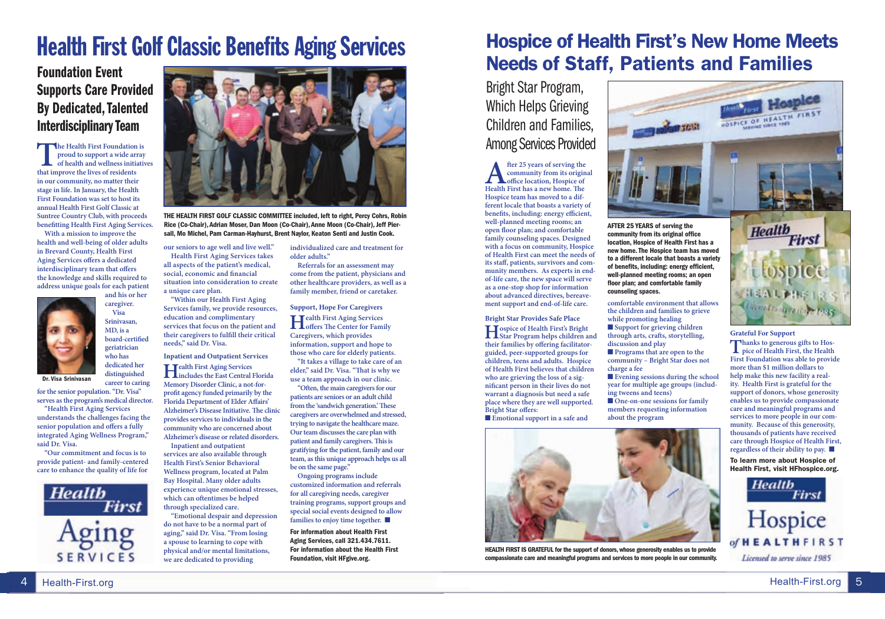# Health First Golf Classic Benefits Aging Services

## Foundation Event Supports Care Provided By Dedicated, Talented Interdisciplinary Team

The Health First Foundation is proud to support a wide array of health and wellness initiatives that improve the lives of residents in our community, no matter their stage in life. In January, the Health First Foundation was set to host its annual Health First Golf Classic at Suntree Country Club, with proceeds benefitting Health First Aging Services.

With a mission to improve the health and well-being of older adults in Brevard County, Health First Aging Services offers a dedicated interdisciplinary team that offers the knowledge and skills required to address unique goals for each patient and his or her caregiver.

Visa Srinivasan, MD, is a board-certified geriatrician who has dedicated her distinguished career to caring for the senior population. "Dr. Visa" serves as the program's medical director.

Dr. Visa Srinivasan

"Health First Aging Services understands the challenges facing the senior population and offers a fully integrated Aging Wellness Program," said Dr. Visa.

"Our commitment and focus is to provide patient- and family-centered care to enhance the quality of life for our seniors to age well and live well."

Health First Aging Services takes all aspects of the patient's medical, social, economic and financial situation into consideration to create a unique care plan.

"Within our Health First Aging Services family, we provide resources, education and complimentary services that focus on the patient and their caregivers to fulfill their critical needs," said Dr. Visa.

THE HEALTH FIRST GOLF CLASSIC COMMITTEE included, left to right, Percy Cohrs, Robin Rice (Co-Chair), Adrian Moser, Dan Moon (Co-Chair), Anne Moon (Co-Chair), Jeff Piersall, Mo Michel, Pam Carman-Hayhurst, Brent Naylor, Keaton Senti and Justin Cook.

### Inpatient and Outpatient Services

Health First Aging Services includes the East Central Florida Memory Disorder Clinic, a not-for-profit agency funded primarily by the Florida Department of Elder Affairs' Alzheimer's Disease Initiative. The clinic provides services to individuals in the community who are concerned about Alzheimer's disease or related disorders.

Inpatient and outpatient services are also available through Health First's Senior Behavioral Wellness program, located at Palm Bay Hospital. Many older adults experience unique emotional stresses, which can oftentimes be helped through specialized care.

"Emotional despair and depression do not have to be a normal part of aging," said Dr. Visa. "From losing a spouse to learning to cope with physical and/or mental limitations, we are dedicated to providing individualized care and treatment for older adults."

Referrals for an assessment may come from the patient, physicians and other healthcare providers, as well as a family member, friend or caretaker.

### Support, Hope For Caregivers

Health First Aging Services offers The Center for Family Caregivers, which provides information, support and hope to those who care for elderly patients.

"It takes a village to take care of an elder," said Dr. Visa. "That is why we use a team approach in our clinic.

"Often, the main caregivers for our patients are seniors or an adult child from the 'sandwich generation.' These caregivers are overwhelmed and stressed, trying to navigate the healthcare maze. Our team discusses the care plan with patient and family caregivers. This is gratifying for the patient, family and our team, as this unique approach helps us all be on the same page."

Ongoing programs include customized information and referrals for all caregiving needs, caregiver training programs, support groups and special social events designed to allow families to enjoy time together. ■

**For information about Health First Aging Services, call 321.434.7611. For information about the Health First Foundation, visit HFgive.org.**

# Hospice of Health First's New Home Meets Needs of Staff, Patients and Families

## Bright Star Program, Which Helps Grieving Children and Families, Among Services Provided

After 25 years of serving the community from its original office location, Hospice of Health First has a new home. The Hospice team has moved to a different locale that boasts a variety of benefits, including: energy efficient, well-planned meeting rooms; an open floor plan; and comfortable family counseling spaces. Designed with a focus on community, Hospice of Health First can meet the needs of its staff, patients, survivors and community members. As experts in end-of-life care, the new space will serve as a one-stop shop for information about advanced directives, bereavement support and end-of-life care.

AFTER 25 YEARS of serving the community from its original office location, Hospice of Health First has a new home. The Hospice team has moved to a different locale that boasts a variety of benefits, including: energy efficient, well-planned meeting rooms; an open floor plan; and comfortable family counseling spaces.

### Bright Star Provides Safe Place

Hospice of Health First's Bright Star Program helps children and their families by offering facilitator-guided, peer-supported groups for children, teens and adults. Hospice of Health First believes that children who are grieving the loss of a significant person in their lives do not warrant a diagnosis but need a safe place where they are well supported. Bright Star offers:

- Emotional support in a safe and comfortable environment that allows the children and families to grieve while promoting healing
- Support for grieving children through arts, crafts, storytelling, discussion and play
- Programs that are open to the community – Bright Star does not charge a fee
- Evening sessions during the school year for multiple age groups (including tweens and teens)
- One-on-one sessions for family members requesting information about the program

HEALTH FIRST IS GRATEFUL for the support of donors, whose generosity enables us to provide compassionate care and meaningful programs and services to more people in our community.

### Grateful For Support

Thanks to generous gifts to Hospice of Health First, the Health First Foundation was able to provide more than $1 million dollars to help make this new facility a reality. Health First is grateful for the support of donors, whose generosity enables us to provide compassionate care and meaningful programs and services to more people in our community. Because of this generosity, thousands of patients have received care through Hospice of Health First, regardless of their ability to pay. ■

**To learn more about Hospice of Health First, visit HFhospice.org.**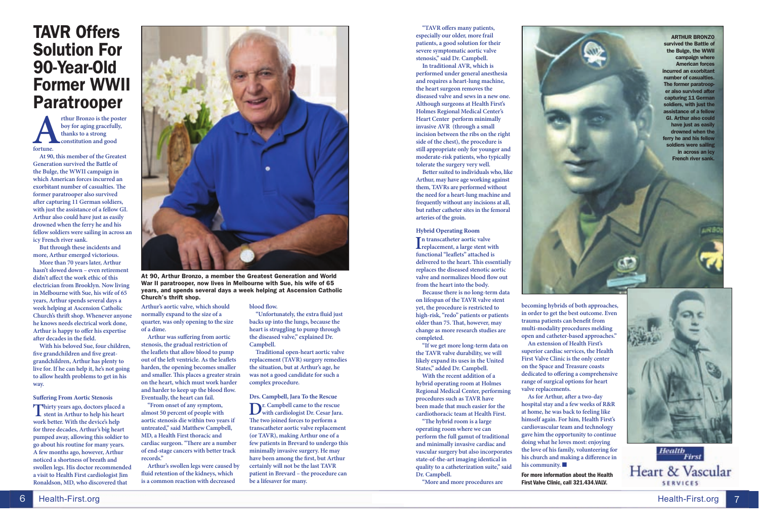# TAVR Offers Solution For 90-Year-Old Former WWII Paratrooper

Arthur Bronzo is the poster boy for aging gracefully, thanks to a strong constitution and good fortune.

At 90, this member of the Greatest Generation survived the Battle of the Bulge, the WWII campaign in which American forces incurred an exorbitant number of casualties. The former paratrooper also survived after capturing 11 German soldiers, with just the assistance of a fellow GI. Arthur also could have just as easily drowned when the ferry he and his fellow soldiers were sailing in across an icy French river sank.

But through these incidents and more, Arthur emerged victorious.

More than 70 years later, Arthur hasn't slowed down – even retirement didn't affect the work ethic of this electrician from Brooklyn. Now living in Melbourne with Sue, his wife of 65 years, Arthur spends several days a week helping at Ascension Catholic Church's thrift shop. Whenever anyone he knows needs electrical work done, Arthur is happy to offer his expertise after decades in the field.

With his beloved Sue, four children, five grandchildren and five great-grandchildren, Arthur has plenty to live for. If he can help it, he's not going to allow health problems to get in his way.

### Suffering From Aortic Stenosis

Thirty years ago, doctors placed a stent in Arthur to help his heart work better. With the device's help for three decades, Arthur's big heart pumped away, allowing this soldier to go about his routine for many years. A few months ago, however, Arthur noticed a shortness of breath and swollen legs. His doctor recommended a visit to Health First cardiologist Jim Ronaldson, MD, who discovered that Arthur's aortic valve, which should normally expand to the size of a quarter, was only opening to the size of a dime.

Arthur was suffering from aortic stenosis, the gradual restriction of the leaflets that allow blood to pump out of the left ventricle. As the leaflets harden, the opening becomes smaller and smaller. This places a greater strain on the heart, which must work harder and harder to keep up the blood flow. Eventually, the heart can fail.

"From onset of any symptom, almost 50 percent of people with aortic stenosis die within two years if untreated," said Matthew Campbell, MD, a Health First thoracic and cardiac surgeon. "There are a number of end-stage cancers with better track records."

Arthur's swollen legs were caused by fluid retention of the kidneys, which is a common reaction with decreased blood flow.

"Unfortunately, the extra fluid just backs up into the lungs, because the heart is struggling to pump through the diseased valve," explained Dr. Campbell.

Traditional open-heart aortic valve replacement (TAVR) surgery remedies the situation, but at Arthur's age, he was not a good candidate for such a complex procedure.

### Drs. Campbell, Jara To the Rescue

Dr. Campbell came to the rescue with cardiologist Dr. Cesar Jara. The two joined forces to perform a transcatheter aortic valve replacement (or TAVR), making Arthur one of a few patients in Brevard to undergo this minimally invasive surgery. He may have been among the first, but Arthur certainly will not be the last TAVR patient in Brevard – the procedure can be a lifesaver for many.

At 90, Arthur Bronzo, a member the Greatest Generation and World War II paratrooper, now lives in Melbourne with Sue, his wife of 65 years, and spends several days a week helping at Ascension Catholic Church's thrift shop.

"TAVR offers many patients, especially our older, more frail patients, a good solution for their severe symptomatic aortic valve stenosis," said Dr. Campbell.

In traditional AVR, which is performed under general anesthesia and requires a heart-lung machine, the heart surgeon removes the diseased valve and sews in a new one. Although surgeons at Health First's Holmes Regional Medical Center's Heart Center perform minimally invasive AVR (through a small incision between the ribs on the right side of the chest), the procedure is still appropriate only for younger and moderate-risk patients, who typically tolerate the surgery very well.

Better suited to individuals who, like Arthur, may have age working against them, TAVRs are performed without the need for a heart-lung machine and frequently without any incisions at all, but rather catheter sites in the femoral arteries of the groin.

### Hybrid Operating Room

In transcatheter aortic valve replacement, a large stent with functional "leaflets" attached is delivered to the heart. This essentially replaces the diseased stenotic aortic valve and normalizes blood flow out from the heart into the body.

Because there is no long-term data on lifespan of the TAVR valve stent yet, the procedure is restricted to high-risk, "redo" patients or patients older than 75. That, however, may change as more research studies are completed.

"If we get more long-term data on the TAVR valve durability, we will likely expand its uses in the United States," added Dr. Campbell.

With the recent addition of a hybrid operating room at Holmes Regional Medical Center, performing procedures such as TAVR have been made that much easier for the cardiothoracic team at Health First.

"The hybrid room is a large operating room where we can perform the full gamut of traditional and minimally invasive cardiac and vascular surgery but also incorporates state-of-the-art imaging identical in quality to a catheterization suite," said Dr. Campbell.

"More and more procedures are becoming hybrids of both approaches, in order to get the best outcome. Even trauma patients can benefit from multi-modality procedures melding open and catheter-based approaches."

An extension of Health First's superior cardiac services, the Health First Valve Clinic is the only center on the Space and Treasure coasts dedicated to offering a comprehensive range of surgical options for heart valve replacements.

As for Arthur, after a two-day hospital stay and a few weeks of R&R at home, he was back to feeling like himself again. For him, Health First's cardiovascular team and technology gave him the opportunity to continue doing what he loves most: enjoying the love of his family, volunteering for his church and making a difference in his community. ■

**For more information about the Health First Valve Clinic, call 321.434.VALV.**

**ARTHUR BRONZO survived the Battle of the Bulge, the WWII campaign where American forces incurred an exorbitant number of casualties. The former paratrooper also survived after capturing 11 German soldiers, with just the assistance of a fellow GI. Arthur also could have just as easily drowned when the ferry he and his fellow soldiers were sailing in across an icy French river sank.**

Health First Heart & Vascular SERVICES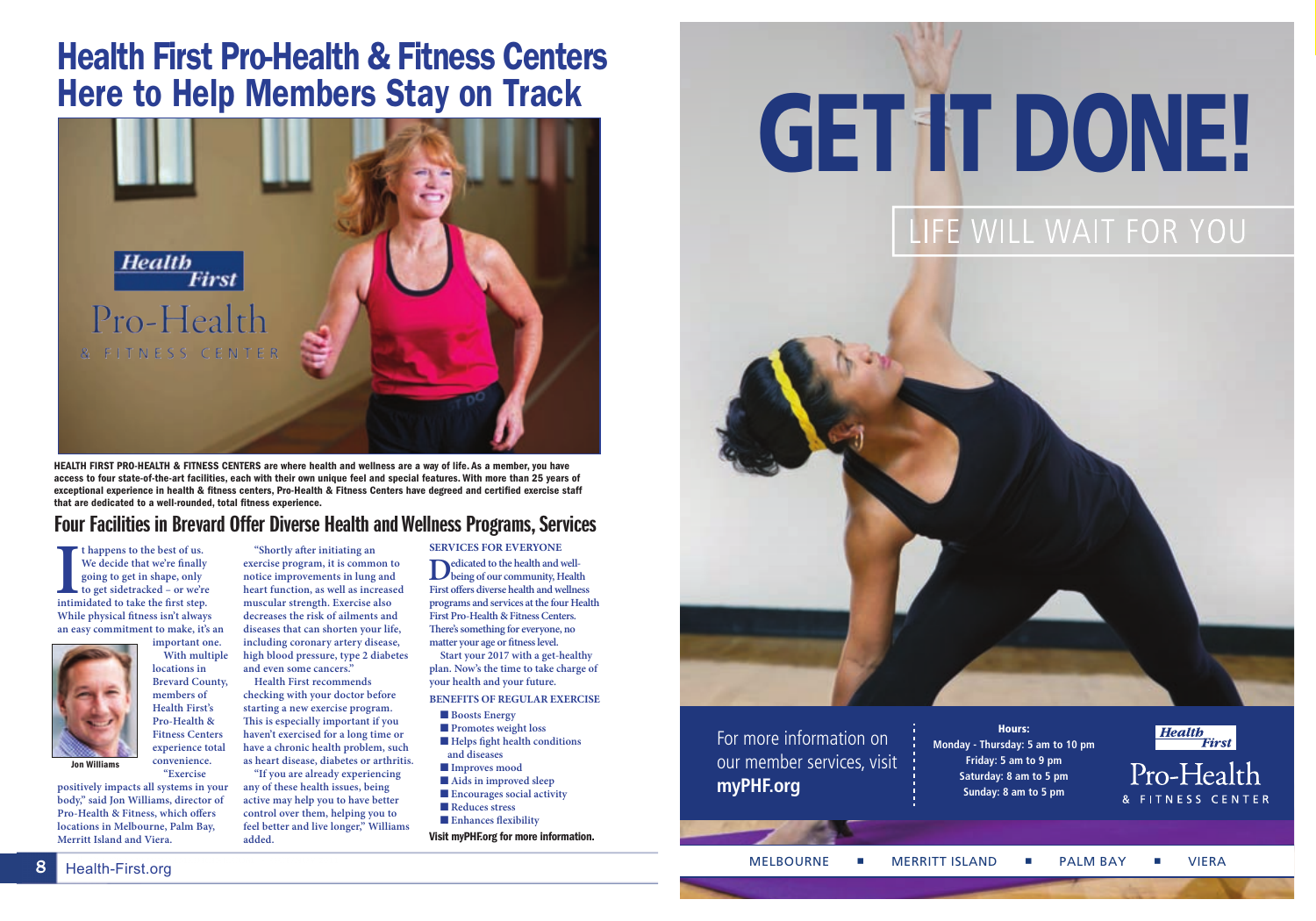# Health First Pro-Health & Fitness Centers Here to Help Members Stay on Track

**HEALTH FIRST PRO-HEALTH & FITNESS CENTERS are where health and wellness are a way of life. As a member, you have access to four state-of-the-art facilities, each with their own unique feel and special features. With more than 25 years of exceptional experience in health & fitness centers, Pro-Health & Fitness Centers have degreed and certified exercise staff that are dedicated to a well-rounded, total fitness experience.**

## Four Facilities in Brevard Offer Diverse Health and Wellness Programs, Services

It happens to the best of us. We decide that we're finally going to get in shape, only to get sidetracked – or we're intimidated to take the first step. While physical fitness isn't always an easy commitment to make, it's an important one.

With multiple locations in Brevard County, members of Health First's Pro-Health & Fitness Centers experience total convenience.

Jon Williams

"Exercise positively impacts all systems in your body," said Jon Williams, director of Pro-Health & Fitness, which offers locations in Melbourne, Palm Bay, Merritt Island and Viera.

"Shortly after initiating an exercise program, it is common to notice improvements in lung and heart function, as well as increased muscular strength. Exercise also decreases the risk of ailments and diseases that can shorten your life, including coronary artery disease, high blood pressure, type 2 diabetes and even some cancers."

Health First recommends checking with your doctor before starting a new exercise program. This is especially important if you haven't exercised for a long time or have a chronic health problem, such as heart disease, diabetes or arthritis.

"If you are already experiencing any of these health issues, being active may help you to have better control over them, helping you to feel better and live longer," Williams added.

### SERVICES FOR EVERYONE

Dedicated to the health and well-being of our community, Health First offers diverse health and wellness programs and services at the four Health First Pro-Health & Fitness Centers. There's something for everyone, no matter your age or fitness level.

Start your 2017 with a get-healthy plan. Now's the time to take charge of your health and your future.

### BENEFITS OF REGULAR EXERCISE

- Boosts Energy
- Promotes weight loss
- Helps fight health conditions and diseases
- Improves mood
- Aids in improved sleep
- Encourages social activity
- Reduces stress
- Enhances flexibility

**Visit myPHF.org for more information.**

# GET IT DONE!

LIFE WILL WAIT FOR YOU

For more information on our member services, visit **myPHF.org**

**Hours:**
**Monday - Thursday: 5 am to 10 pm**
**Friday: 5 am to 9 pm**
**Saturday: 8 am to 5 pm**
**Sunday: 8 am to 5 pm**

Health First Pro-Health & Fitness Center

MELBOURNE ■ MERRITT ISLAND ■ PALM BAY ■ VIERA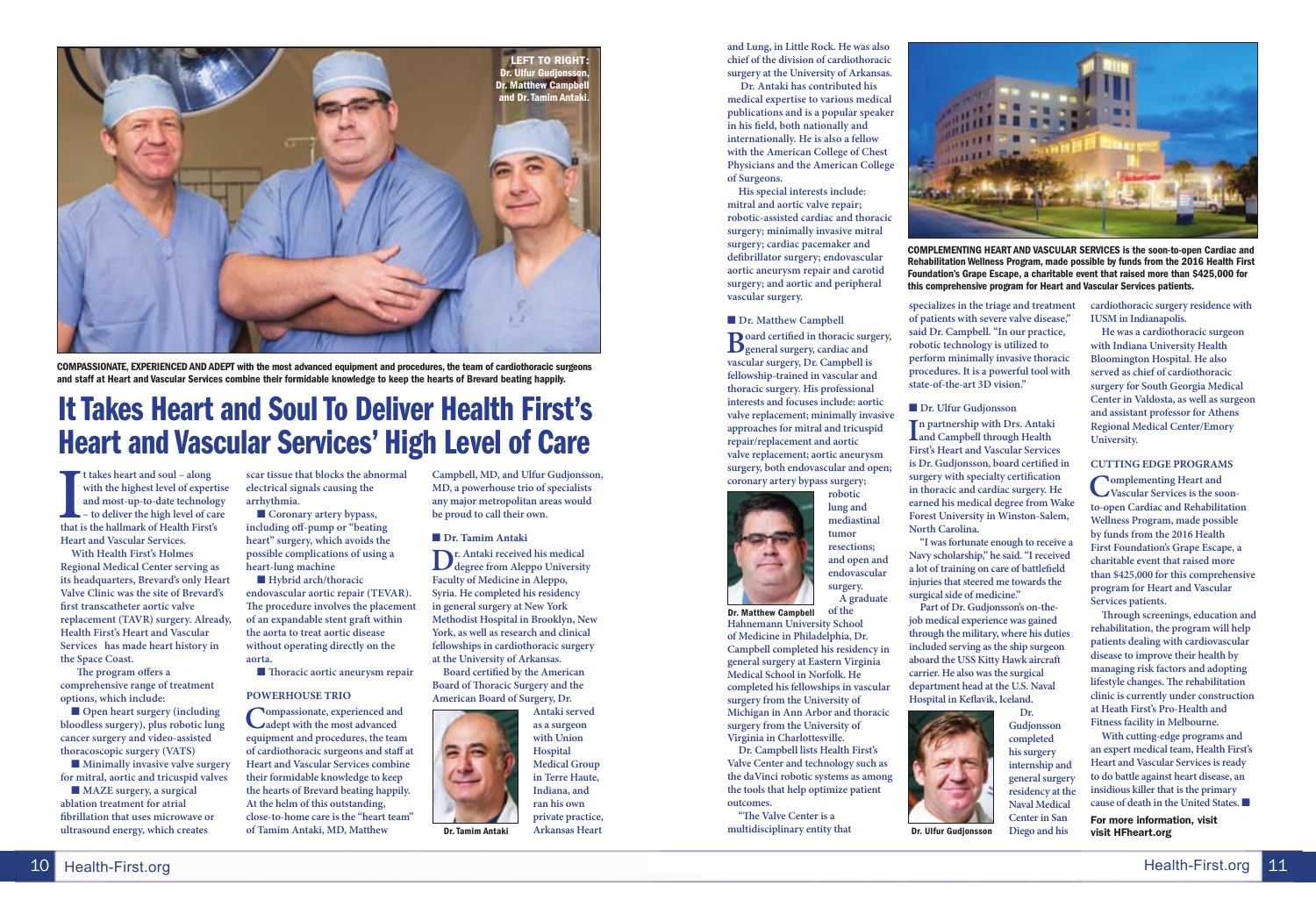LEFT TO RIGHT: Dr. Ulfur Gudjonsson, Dr. Matthew Campbell and Dr. Tamim Antaki.

**COMPASSIONATE, EXPERIENCED AND ADEPT** with the most advanced equipment and procedures, the team of cardiothoracic surgeons and staff at Heart and Vascular Services combine their formidable knowledge to keep the hearts of Brevard beating happily.

# It Takes Heart and Soul To Deliver Health First's Heart and Vascular Services' High Level of Care

It takes heart and soul – along with the highest level of expertise and most-up-to-date technology – to deliver the high level of care that is the hallmark of Health First's Heart and Vascular Services.

With Health First's Holmes Regional Medical Center serving as its headquarters, Brevard's only Heart Valve Clinic was the site of Brevard's first transcatheter aortic valve replacement (TAVR) surgery. Already, Health First's Heart and Vascular Services has made heart history in the Space Coast.

The program offers a comprehensive range of treatment options, which include:

- Open heart surgery (including bloodless surgery), plus robotic lung cancer surgery and video-assisted thoracoscopic surgery (VATS)
- Minimally invasive valve surgery for mitral, aortic and tricuspid valves
- MAZE surgery, a surgical ablation treatment for atrial fibrillation that uses microwave or ultrasound energy, which creates scar tissue that blocks the abnormal electrical signals causing the arrhythmia.
- Coronary artery bypass, including off-pump or "beating heart" surgery, which avoids the possible complications of using a heart-lung machine
- Hybrid arch/thoracic endovascular aortic repair (TEVAR). The procedure involves the placement of an expandable stent graft within the aorta to treat aortic disease without operating directly on the aorta.
- Thoracic aortic aneurysm repair

## POWERHOUSE TRIO

Compassionate, experienced and adept with the most advanced equipment and procedures, the team of cardiothoracic surgeons and staff at Heart and Vascular Services combine their formidable knowledge to keep the hearts of Brevard beating happily. At the helm of this outstanding, close-to-home care is the "heart team" of Tamim Antaki, MD, Matthew Campbell, MD, and Ulfur Gudjonsson, MD, a powerhouse trio of specialists any major metropolitan areas would be proud to call their own.

### Dr. Tamim Antaki

Dr. Antaki received his medical degree from Aleppo University Faculty of Medicine in Aleppo, Syria. He completed his residency in general surgery at New York Methodist Hospital in Brooklyn, New York, as well as research and clinical fellowships in cardiothoracic surgery at the University of Arkansas.

Board certified by the American Board of Thoracic Surgery and the American Board of Surgery, Dr. Antaki served as a surgeon with Union Hospital Medical Group in Terre Haute, Indiana, and ran his own private practice, Arkansas Heart and Lung, in Little Rock. He also was chief of the division of cardiothoracic surgery at the University of Arkansas.

Dr. Tamim Antaki

Dr. Antaki has contributed his medical expertise to various medical publications and is a popular speaker in his field, both nationally and internationally. He is also a fellow with the American College of Chest Physicians and the American College of Surgeons.

His special interests include: mitral and aortic valve repair; robotic-assisted cardiac and thoracic surgery; minimally invasive mitral surgery; cardiac pacemaker and defibrillator surgery; endovascular aortic aneurysm repair and carotid surgery; and aortic and peripheral vascular surgery.

### Dr. Matthew Campbell

Board certified in thoracic surgery, general surgery, cardiac and vascular surgery, Dr. Campbell is fellowship-trained in vascular and thoracic surgery. His professional interests and focuses include: aortic valve replacement; minimally invasive approaches for mitral and tricuspid repair/replacement and aortic valve replacement; aortic aneurysm surgery, both endovascular and open; coronary artery bypass surgery; robotic lung and mediastinal tumor resections; and open and endovascular surgery.

Dr. Matthew Campbell

A graduate of the Hahnemann University School of Medicine in Philadelphia, Dr. Campbell completed his residency in general surgery at Eastern Virginia Medical School in Norfolk. He completed his fellowships in vascular surgery from the University of Michigan in Ann Arbor and thoracic surgery from the University of Virginia in Charlottesville.

Dr. Campbell lists Health First's Valve Center and technology such as the daVinci robotic systems as among the tools that help optimize patient outcomes.

"The Valve Center is a multidisciplinary entity that specializes in the triage and treatment of patients with severe valve disease," said Dr. Campbell. "In our practice, robotic technology is utilized to perform minimally invasive thoracic procedures. It is a powerful tool with state-of-the-art 3D vision."

### Dr. Ulfur Gudjonsson

In partnership with Drs. Antaki and Campbell through Health First's Heart and Vascular Services is Dr. Gudjonsson, board certified in surgery with specialty certification in thoracic and cardiac surgery. He earned his medical degree from Wake Forest University in Winston-Salem, North Carolina.

"I was fortunate enough to receive a Navy scholarship," he said. "I received a lot of training on care of battlefield injuries that steered me towards the surgical side of medicine."

Part of Dr. Gudjonsson's on-the-job medical experience was gained through the military, where his duties included serving as the ship surgeon aboard the USS Kitty Hawk aircraft carrier. He also was the surgical department head at the U.S. Naval Hospital in Keflavik, Iceland.

Dr. Gudjonsson completed his surgery internship and general surgery residency at the Naval Medical Center in San Diego and his cardiothoracic surgery residence with IUSM in Indianapolis.

Dr. Ulfur Gudjonsson

He was a cardiothoracic surgeon with Indiana University Health Bloomington Hospital. He also served as chief of cardiothoracic surgery for South Georgia Medical Center in Valdosta, as well as surgeon and assistant professor for Athens Regional Medical Center/Emory University.

**COMPLEMENTING HEART AND VASCULAR SERVICES** is the soon-to-open Cardiac and Rehabilitation Wellness Program, made possible by funds from the 2016 Health First Foundation's Grape Escape, a charitable event that raised more than $425,000 for this comprehensive program for Heart and Vascular Services patients.

## CUTTING EDGE PROGRAMS

Complementing Heart and Vascular Services is the soon-to-open Cardiac and Rehabilitation Wellness Program, made possible by funds from the 2016 Health First Foundation's Grape Escape, a charitable event that raised more than $425,000 for this comprehensive program for Heart and Vascular Services patients.

Through screenings, education and rehabilitation, the program will help patients dealing with cardiovascular disease to improve their health by managing risk factors and adopting lifestyle changes. The rehabilitation clinic is currently under construction at Heath First's Pro-Health and Fitness facility in Melbourne.

With cutting-edge programs and an expert medical team, Health First's Heart and Vascular Services is ready to do battle against heart disease, an insidious killer that is the primary cause of death in the United States. ■

**For more information, visit HFheart.org**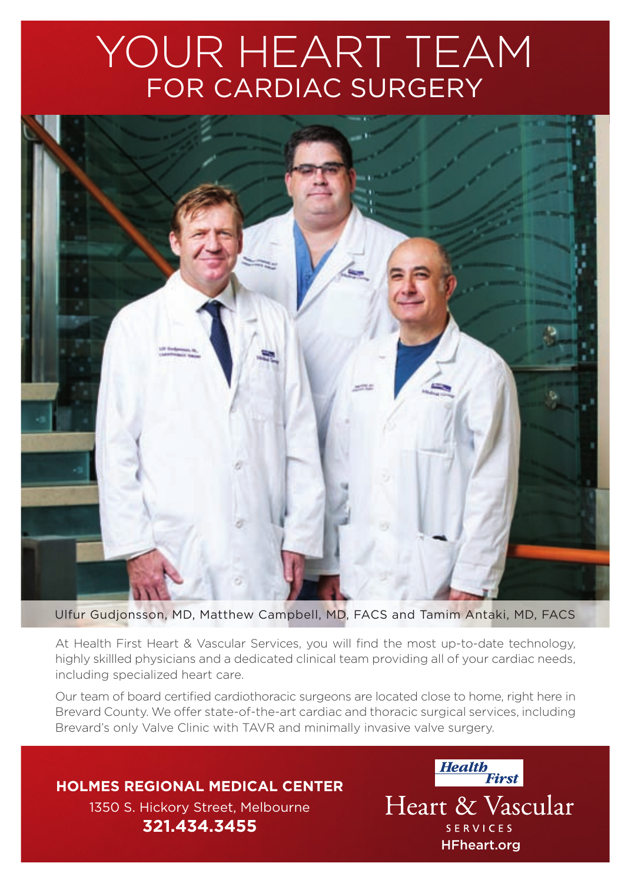# YOUR HEART TEAM
## FOR CARDIAC SURGERY

Ulfur Gudjonsson, MD, Matthew Campbell, MD, FACS and Tamim Antaki, MD, FACS

At Health First Heart & Vascular Services, you will find the most up-to-date technology, highly skillled physicians and a dedicated clinical team providing all of your cardiac needs, including specialized heart care.

Our team of board certified cardiothoracic surgeons are located close to home, right here in Brevard County. We offer state-of-the-art cardiac and thoracic surgical services, including Brevard's only Valve Clinic with TAVR and minimally invasive valve surgery.

**HOLMES REGIONAL MEDICAL CENTER**
1350 S. Hickory Street, Melbourne
**321.434.3455**

Health First
Heart & Vascular
SERVICES
**HFheart.org**